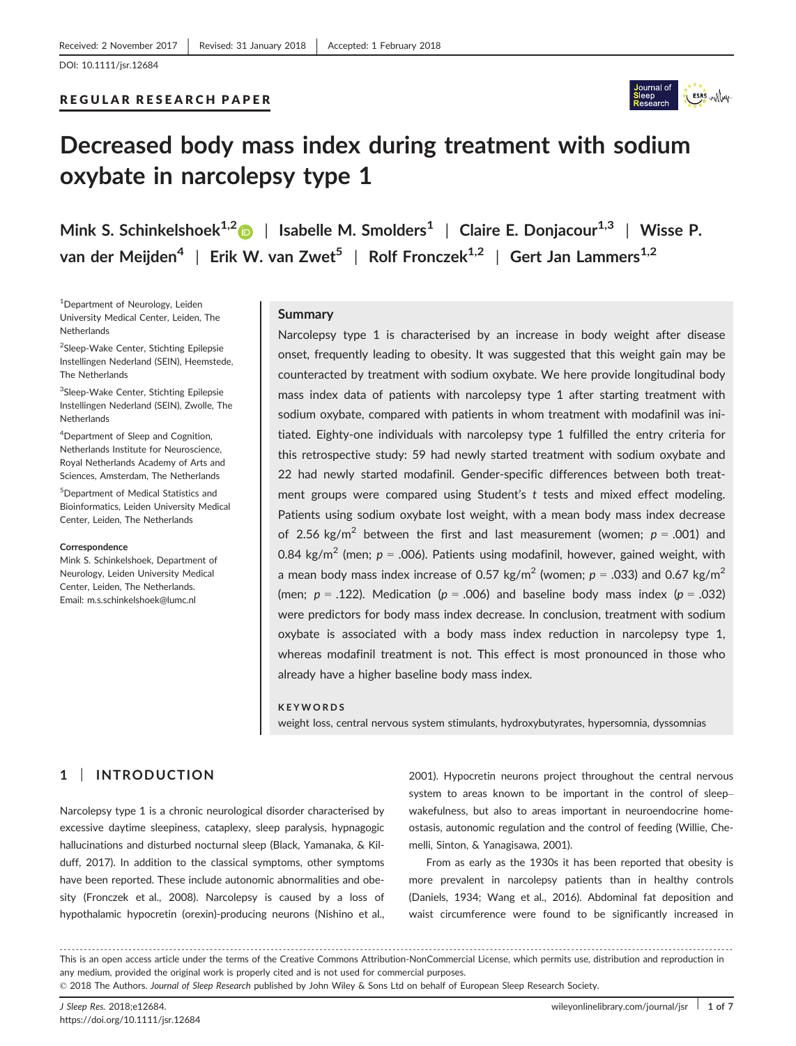Received: 2 November 2017 | Revised: 31 January 2018 | Accepted: 1 February 2018

DOI: 10.1111/jsr.12684

REGULAR RESEARCH PAPER

# Decreased body mass index during treatment with sodium oxybate in narcolepsy type 1

**Mink S. Schinkelshoek**[1,2] | **Isabelle M. Smolders**[1] | **Claire E. Donjacour**[1,3] | **Wisse P. van der Meijden**[4] | **Erik W. van Zwet**[5] | **Rolf Fronczek**[1,2] | **Gert Jan Lammers**[1,2]

[1]Department of Neurology, Leiden University Medical Center, Leiden, The Netherlands

[2]Sleep-Wake Center, Stichting Epilepsie Instellingen Nederland (SEIN), Heemstede, The Netherlands

[3]Sleep-Wake Center, Stichting Epilepsie Instellingen Nederland (SEIN), Zwolle, The Netherlands

[4]Department of Sleep and Cognition, Netherlands Institute for Neuroscience, Royal Netherlands Academy of Arts and Sciences, Amsterdam, The Netherlands

[5]Department of Medical Statistics and Bioinformatics, Leiden University Medical Center, Leiden, The Netherlands

**Correspondence**
Mink S. Schinkelshoek, Department of Neurology, Leiden University Medical Center, Leiden, The Netherlands.
Email: m.s.schinkelshoek@lumc.nl

## Summary

Narcolepsy type 1 is characterised by an increase in body weight after disease onset, frequently leading to obesity. It was suggested that this weight gain may be counteracted by treatment with sodium oxybate. We here provide longitudinal body mass index data of patients with narcolepsy type 1 after starting treatment with sodium oxybate, compared with patients in whom treatment with modafinil was initiated. Eighty-one individuals with narcolepsy type 1 fulfilled the entry criteria for this retrospective study: 59 had newly started treatment with sodium oxybate and 22 had newly started modafinil. Gender-specific differences between both treatment groups were compared using Student's *t* tests and mixed effect modeling. Patients using sodium oxybate lost weight, with a mean body mass index decrease of 2.56 kg/m$^2$ between the first and last measurement (women; $p = .001$) and 0.84 kg/m$^2$ (men; $p = .006$). Patients using modafinil, however, gained weight, with a mean body mass index increase of 0.57 kg/m$^2$ (women; $p = .033$) and 0.67 kg/m$^2$ (men; $p = .122$). Medication ($p = .006$) and baseline body mass index ($p = .032$) were predictors for body mass index decrease. In conclusion, treatment with sodium oxybate is associated with a body mass index reduction in narcolepsy type 1, whereas modafinil treatment is not. This effect is most pronounced in those who already have a higher baseline body mass index.

**KEYWORDS**
weight loss, central nervous system stimulants, hydroxybutyrates, hypersomnia, dyssomnias

## 1 | INTRODUCTION

Narcolepsy type 1 is a chronic neurological disorder characterised by excessive daytime sleepiness, cataplexy, sleep paralysis, hypnagogic hallucinations and disturbed nocturnal sleep (Black, Yamanaka, & Kilduff, 2017). In addition to the classical symptoms, other symptoms have been reported. These include autonomic abnormalities and obesity (Fronczek et al., 2008). Narcolepsy is caused by a loss of hypothalamic hypocretin (orexin)-producing neurons (Nishino et al., 2001). Hypocretin neurons project throughout the central nervous system to areas known to be important in the control of sleep–wakefulness, but also to areas important in neuroendocrine homeostasis, autonomic regulation and the control of feeding (Willie, Chemelli, Sinton, & Yanagisawa, 2001).

From as early as the 1930s it has been reported that obesity is more prevalent in narcolepsy patients than in healthy controls (Daniels, 1934; Wang et al., 2016). Abdominal fat deposition and waist circumference were found to be significantly increased in

This is an open access article under the terms of the Creative Commons Attribution-NonCommercial License, which permits use, distribution and reproduction in any medium, provided the original work is properly cited and is not used for commercial purposes.
© 2018 The Authors. *Journal of Sleep Research* published by John Wiley & Sons Ltd on behalf of European Sleep Research Society.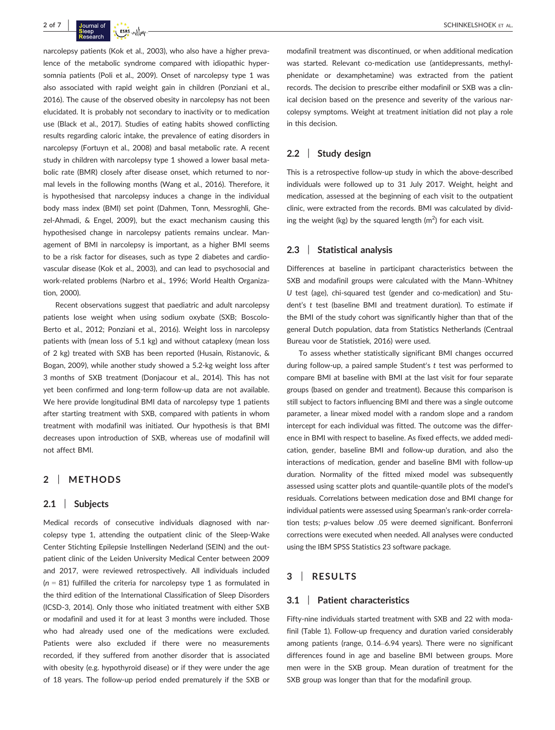narcolepsy patients (Kok et al., 2003), who also have a higher prevalence of the metabolic syndrome compared with idiopathic hypersomnia patients (Poli et al., 2009). Onset of narcolepsy type 1 was also associated with rapid weight gain in children (Ponziani et al., 2016). The cause of the observed obesity in narcolepsy has not been elucidated. It is probably not secondary to inactivity or to medication use (Black et al., 2017). Studies of eating habits showed conflicting results regarding caloric intake, the prevalence of eating disorders in narcolepsy (Fortuyn et al., 2008) and basal metabolic rate. A recent study in children with narcolepsy type 1 showed a lower basal metabolic rate (BMR) closely after disease onset, which returned to normal levels in the following months (Wang et al., 2016). Therefore, it is hypothesised that narcolepsy induces a change in the individual body mass index (BMI) set point (Dahmen, Tonn, Messroghli, Ghezel-Ahmadi, & Engel, 2009), but the exact mechanism causing this hypothesised change in narcolepsy patients remains unclear. Management of BMI in narcolepsy is important, as a higher BMI seems to be a risk factor for diseases, such as type 2 diabetes and cardiovascular disease (Kok et al., 2003), and can lead to psychosocial and work-related problems (Narbro et al., 1996; World Health Organization, 2000).

Recent observations suggest that paediatric and adult narcolepsy patients lose weight when using sodium oxybate (SXB; Boscolo-Berto et al., 2012; Ponziani et al., 2016). Weight loss in narcolepsy patients with (mean loss of 5.1 kg) and without cataplexy (mean loss of 2 kg) treated with SXB has been reported (Husain, Ristanovic, & Bogan, 2009), while another study showed a 5.2-kg weight loss after 3 months of SXB treatment (Donjacour et al., 2014). This has not yet been confirmed and long-term follow-up data are not available. We here provide longitudinal BMI data of narcolepsy type 1 patients after starting treatment with SXB, compared with patients in whom treatment with modafinil was initiated. Our hypothesis is that BMI decreases upon introduction of SXB, whereas use of modafinil will not affect BMI.

## 2 | METHODS

### 2.1 | Subjects

Medical records of consecutive individuals diagnosed with narcolepsy type 1, attending the outpatient clinic of the Sleep-Wake Center Stichting Epilepsie Instellingen Nederland (SEIN) and the outpatient clinic of the Leiden University Medical Center between 2009 and 2017, were reviewed retrospectively. All individuals included ($n$ = 81) fulfilled the criteria for narcolepsy type 1 as formulated in the third edition of the International Classification of Sleep Disorders (ICSD-3, 2014). Only those who initiated treatment with either SXB or modafinil and used it for at least 3 months were included. Those who had already used one of the medications were excluded. Patients were also excluded if there were no measurements recorded, if they suffered from another disorder that is associated with obesity (e.g. hypothyroid disease) or if they were under the age of 18 years. The follow-up period ended prematurely if the SXB or modafinil treatment was discontinued, or when additional medication was started. Relevant co-medication use (antidepressants, methylphenidate or dexamphetamine) was extracted from the patient records. The decision to prescribe either modafinil or SXB was a clinical decision based on the presence and severity of the various narcolepsy symptoms. Weight at treatment initiation did not play a role in this decision.

### 2.2 | Study design

This is a retrospective follow-up study in which the above-described individuals were followed up to 31 July 2017. Weight, height and medication, assessed at the beginning of each visit to the outpatient clinic, were extracted from the records. BMI was calculated by dividing the weight (kg) by the squared length ($m^2$) for each visit.

### 2.3 | Statistical analysis

Differences at baseline in participant characteristics between the SXB and modafinil groups were calculated with the Mann–Whitney $U$ test (age), chi-squared test (gender and co-medication) and Student's $t$ test (baseline BMI and treatment duration). To estimate if the BMI of the study cohort was significantly higher than that of the general Dutch population, data from Statistics Netherlands (Centraal Bureau voor de Statistiek, 2016) were used.

To assess whether statistically significant BMI changes occurred during follow-up, a paired sample Student's $t$ test was performed to compare BMI at baseline with BMI at the last visit for four separate groups (based on gender and treatment). Because this comparison is still subject to factors influencing BMI and there was a single outcome parameter, a linear mixed model with a random slope and a random intercept for each individual was fitted. The outcome was the difference in BMI with respect to baseline. As fixed effects, we added medication, gender, baseline BMI and follow-up duration, and also the interactions of medication, gender and baseline BMI with follow-up duration. Normality of the fitted mixed model was subsequently assessed using scatter plots and quantile-quantile plots of the model's residuals. Correlations between medication dose and BMI change for individual patients were assessed using Spearman's rank-order correlation tests; $p$-values below .05 were deemed significant. Bonferroni corrections were executed when needed. All analyses were conducted using the IBM SPSS Statistics 23 software package.

## 3 | RESULTS

### 3.1 | Patient characteristics

Fifty-nine individuals started treatment with SXB and 22 with modafinil (Table 1). Follow-up frequency and duration varied considerably among patients (range, 0.14–6.94 years). There were no significant differences found in age and baseline BMI between groups. More men were in the SXB group. Mean duration of treatment for the SXB group was longer than that for the modafinil group.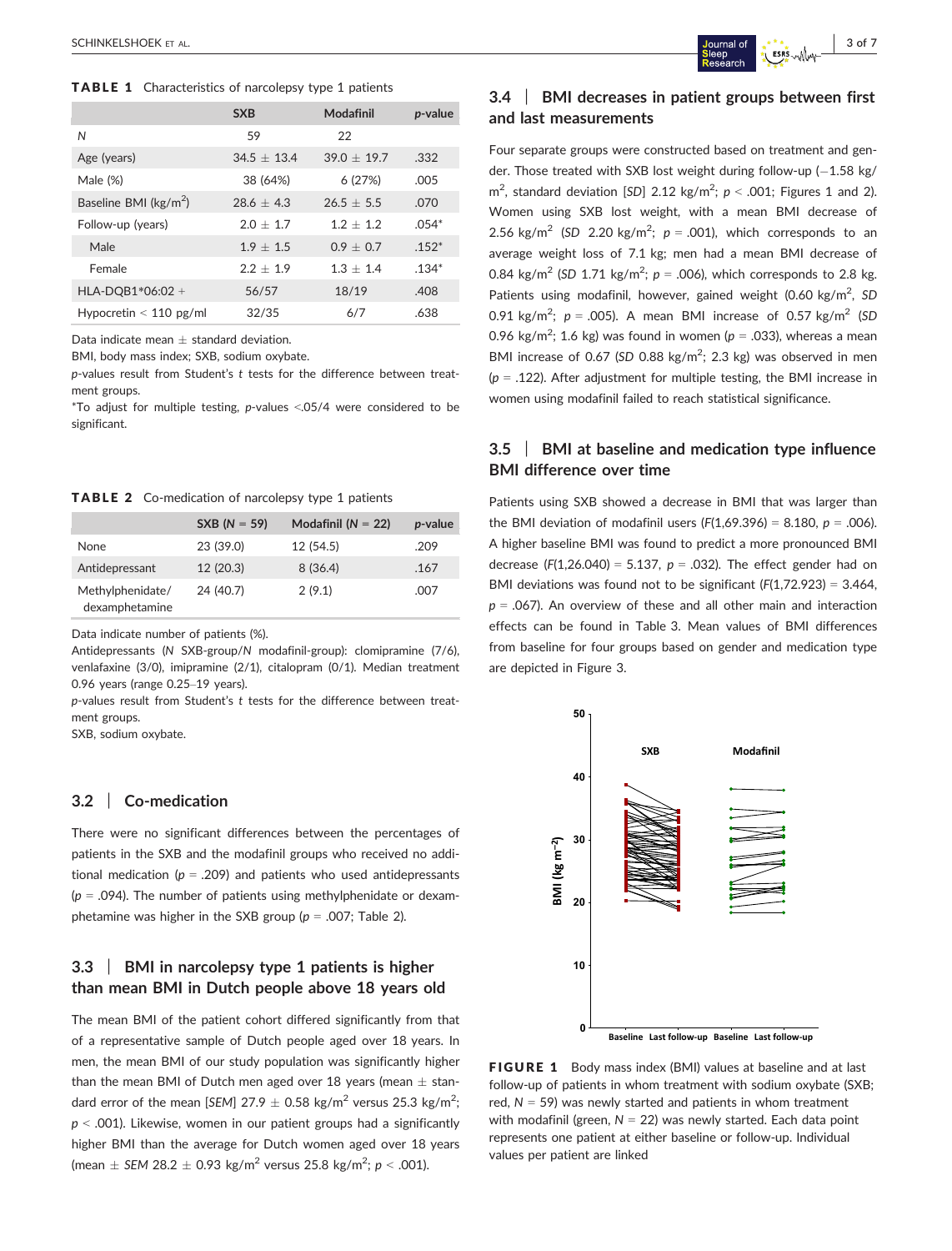**TABLE 1** Characteristics of narcolepsy type 1 patients

| | SXB | Modafinil | *p*-value |
|---|---|---|---|
| *N* | 59 | 22 | |
| Age (years) | 34.5 ± 13.4 | 39.0 ± 19.7 | .332 |
| Male (%) | 38 (64%) | 6 (27%) | .005 |
| Baseline BMI (kg/m$^2$) | 28.6 ± 4.3 | 26.5 ± 5.5 | .070 |
| Follow-up (years) | 2.0 ± 1.7 | 1.2 ± 1.2 | .054* |
| Male | 1.9 ± 1.5 | 0.9 ± 0.7 | .152* |
| Female | 2.2 ± 1.9 | 1.3 ± 1.4 | .134* |
| HLA-DQB1*06:02 + | 56/57 | 18/19 | .408 |
| Hypocretin < 110 pg/ml | 32/35 | 6/7 | .638 |

Data indicate mean ± standard deviation.
BMI, body mass index; SXB, sodium oxybate.
*p*-values result from Student's *t* tests for the difference between treatment groups.
*To adjust for multiple testing, *p*-values <.05/4 were considered to be significant.

**TABLE 2** Co-medication of narcolepsy type 1 patients

| | SXB (*N* = 59) | Modafinil (*N* = 22) | *p*-value |
|---|---|---|---|
| None | 23 (39.0) | 12 (54.5) | .209 |
| Antidepressant | 12 (20.3) | 8 (36.4) | .167 |
| Methylphenidate/ dexamphetamine | 24 (40.7) | 2 (9.1) | .007 |

Data indicate number of patients (%).
Antidepressants (*N* SXB-group/*N* modafinil-group): clomipramine (7/6), venlafaxine (3/0), imipramine (2/1), citalopram (0/1). Median treatment 0.96 years (range 0.25–19 years).
*p*-values result from Student's *t* tests for the difference between treatment groups.
SXB, sodium oxybate.

## 3.2 | Co-medication

There were no significant differences between the percentages of patients in the SXB and the modafinil groups who received no additional medication ($p$ = .209) and patients who used antidepressants ($p$ = .094). The number of patients using methylphenidate or dexamphetamine was higher in the SXB group ($p$ = .007; Table 2).

## 3.3 | BMI in narcolepsy type 1 patients is higher than mean BMI in Dutch people above 18 years old

The mean BMI of the patient cohort differed significantly from that of a representative sample of Dutch people aged over 18 years. In men, the mean BMI of our study population was significantly higher than the mean BMI of Dutch men aged over 18 years (mean ± standard error of the mean [*SEM*] 27.9 ± 0.58 kg/m$^2$ versus 25.3 kg/m$^2$; $p$ < .001). Likewise, women in our patient groups had a significantly higher BMI than the average for Dutch women aged over 18 years (mean ± *SEM* 28.2 ± 0.93 kg/m$^2$ versus 25.8 kg/m$^2$; $p$ < .001).

## 3.4 | BMI decreases in patient groups between first and last measurements

Four separate groups were constructed based on treatment and gender. Those treated with SXB lost weight during follow-up (−1.58 kg/m$^2$, standard deviation [*SD*] 2.12 kg/m$^2$; $p$ < .001; Figures 1 and 2). Women using SXB lost weight, with a mean BMI decrease of 2.56 kg/m$^2$ (*SD* 2.20 kg/m$^2$; $p$ = .001), which corresponds to an average weight loss of 7.1 kg; men had a mean BMI decrease of 0.84 kg/m$^2$ (*SD* 1.71 kg/m$^2$; $p$ = .006), which corresponds to 2.8 kg. Patients using modafinil, however, gained weight (0.60 kg/m$^2$, *SD* 0.91 kg/m$^2$; $p$ = .005). A mean BMI increase of 0.57 kg/m$^2$ (*SD* 0.96 kg/m$^2$; 1.6 kg) was found in women ($p$ = .033), whereas a mean BMI increase of 0.67 (*SD* 0.88 kg/m$^2$; 2.3 kg) was observed in men ($p$ = .122). After adjustment for multiple testing, the BMI increase in women using modafinil failed to reach statistical significance.

## 3.5 | BMI at baseline and medication type influence BMI difference over time

Patients using SXB showed a decrease in BMI that was larger than the BMI deviation of modafinil users ($F$(1,69.396) = 8.180, $p$ = .006). A higher baseline BMI was found to predict a more pronounced BMI decrease ($F$(1,26.040) = 5.137, $p$ = .032). The effect gender had on BMI deviations was found not to be significant ($F$(1,72.923) = 3.464, $p$ = .067). An overview of these and all other main and interaction effects can be found in Table 3. Mean values of BMI differences from baseline for four groups based on gender and medication type are depicted in Figure 3.

**FIGURE 1** Body mass index (BMI) values at baseline and at last follow-up of patients in whom treatment with sodium oxybate (SXB; red, *N* = 59) was newly started and patients in whom treatment with modafinil (green, *N* = 22) was newly started. Each data point represents one patient at either baseline or follow-up. Individual values per patient are linked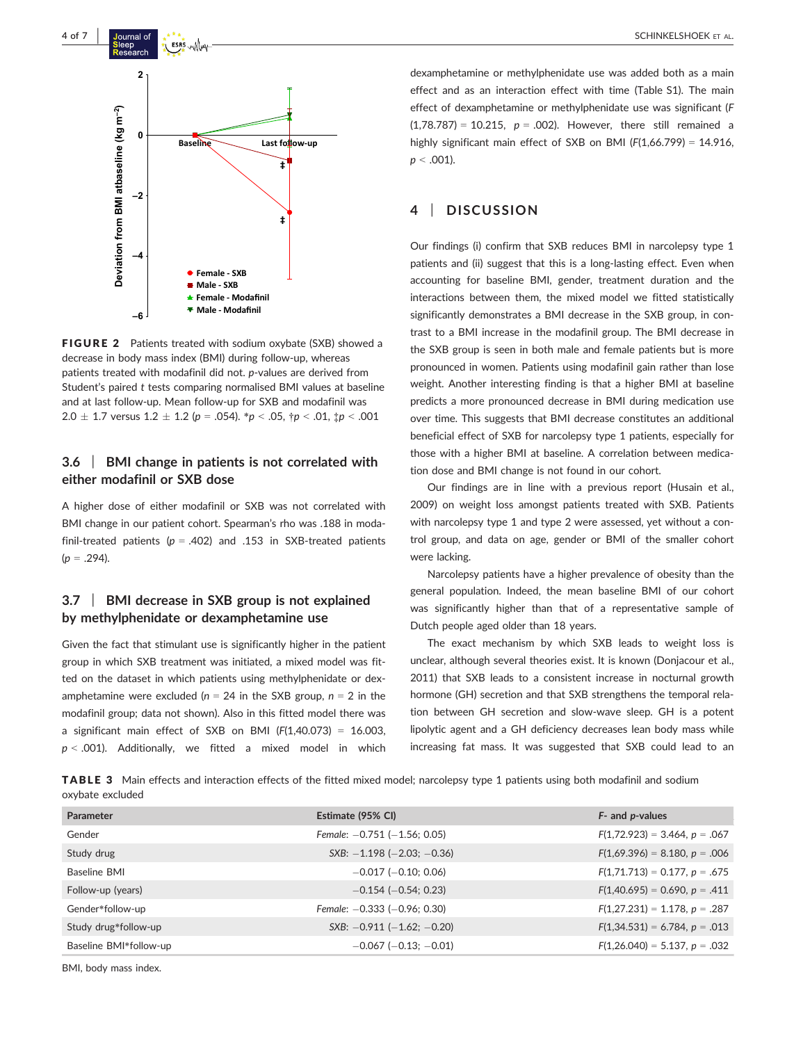**FIGURE 2** Patients treated with sodium oxybate (SXB) showed a decrease in body mass index (BMI) during follow-up, whereas patients treated with modafinil did not. *p*-values are derived from Student's paired *t* tests comparing normalised BMI values at baseline and at last follow-up. Mean follow-up for SXB and modafinil was 2.0 ± 1.7 versus 1.2 ± 1.2 ($p = .054$). \*$p < .05$, †$p < .01$, ‡$p < .001$

### 3.6 | BMI change in patients is not correlated with either modafinil or SXB dose

A higher dose of either modafinil or SXB was not correlated with BMI change in our patient cohort. Spearman's rho was .188 in modafinil-treated patients ($p = .402$) and .153 in SXB-treated patients ($p = .294$).

### 3.7 | BMI decrease in SXB group is not explained by methylphenidate or dexamphetamine use

Given the fact that stimulant use is significantly higher in the patient group in which SXB treatment was initiated, a mixed model was fitted on the dataset in which patients using methylphenidate or dexamphetamine were excluded ($n = 24$ in the SXB group, $n = 2$ in the modafinil group; data not shown). Also in this fitted model there was a significant main effect of SXB on BMI ($F(1,40.073) = 16.003$, $p < .001$). Additionally, we fitted a mixed model in which dexamphetamine or methylphenidate use was added both as a main effect and as an interaction effect with time (Table S1). The main effect of dexamphetamine or methylphenidate use was significant ($F(1,78.787) = 10.215$, $p = .002$). However, there still remained a highly significant main effect of SXB on BMI ($F(1,66.799) = 14.916$, $p < .001$).

## 4 | DISCUSSION

Our findings (i) confirm that SXB reduces BMI in narcolepsy type 1 patients and (ii) suggest that this is a long-lasting effect. Even when accounting for baseline BMI, gender, treatment duration and the interactions between them, the mixed model we fitted statistically significantly demonstrates a BMI decrease in the SXB group, in contrast to a BMI increase in the modafinil group. The BMI decrease in the SXB group is seen in both male and female patients but is more pronounced in women. Patients using modafinil gain rather than lose weight. Another interesting finding is that a higher BMI at baseline predicts a more pronounced decrease in BMI during medication use over time. This suggests that BMI decrease constitutes an additional beneficial effect of SXB for narcolepsy type 1 patients, especially for those with a higher BMI at baseline. A correlation between medication dose and BMI change is not found in our cohort.

Our findings are in line with a previous report (Husain et al., 2009) on weight loss amongst patients treated with SXB. Patients with narcolepsy type 1 and type 2 were assessed, yet without a control group, and data on age, gender or BMI of the smaller cohort were lacking.

Narcolepsy patients have a higher prevalence of obesity than the general population. Indeed, the mean baseline BMI of our cohort was significantly higher than that of a representative sample of Dutch people aged older than 18 years.

The exact mechanism by which SXB leads to weight loss is unclear, although several theories exist. It is known (Donjacour et al., 2011) that SXB leads to a consistent increase in nocturnal growth hormone (GH) secretion and that SXB strengthens the temporal relation between GH secretion and slow-wave sleep. GH is a potent lipolytic agent and a GH deficiency decreases lean body mass while increasing fat mass. It was suggested that SXB could lead to an

**TABLE 3** Main effects and interaction effects of the fitted mixed model; narcolepsy type 1 patients using both modafinil and sodium oxybate excluded

| Parameter | Estimate (95% CI) | F- and p-values |
|---|---|---|
| Gender | *Female*: −0.751 (−1.56; 0.05) | $F(1,72.923) = 3.464$, $p = .067$ |
| Study drug | *SXB*: −1.198 (−2.03; −0.36) | $F(1,69.396) = 8.180$, $p = .006$ |
| Baseline BMI | −0.017 (−0.10; 0.06) | $F(1,71.713) = 0.177$, $p = .675$ |
| Follow-up (years) | −0.154 (−0.54; 0.23) | $F(1,40.695) = 0.690$, $p = .411$ |
| Gender*follow-up | *Female*: −0.333 (−0.96; 0.30) | $F(1,27.231) = 1.178$, $p = .287$ |
| Study drug*follow-up | *SXB*: −0.911 (−1.62; −0.20) | $F(1,34.531) = 6.784$, $p = .013$ |
| Baseline BMI*follow-up | −0.067 (−0.13; −0.01) | $F(1,26.040) = 5.137$, $p = .032$ |

BMI, body mass index.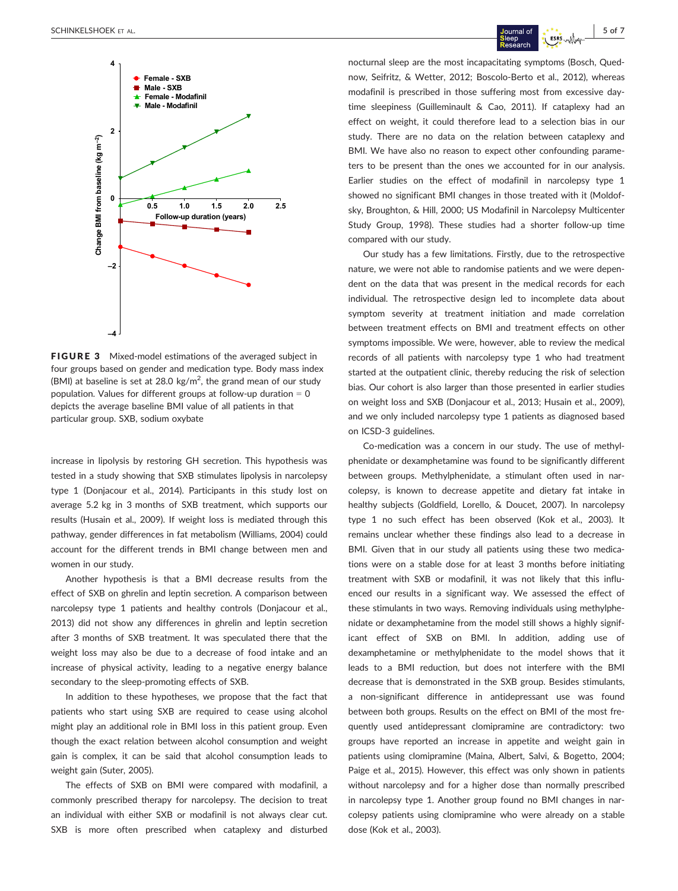FIGURE 3 Mixed-model estimations of the averaged subject in four groups based on gender and medication type. Body mass index (BMI) at baseline is set at 28.0 kg/m$^2$, the grand mean of our study population. Values for different groups at follow-up duration = 0 depicts the average baseline BMI value of all patients in that particular group. SXB, sodium oxybate

increase in lipolysis by restoring GH secretion. This hypothesis was tested in a study showing that SXB stimulates lipolysis in narcolepsy type 1 (Donjacour et al., 2014). Participants in this study lost on average 5.2 kg in 3 months of SXB treatment, which supports our results (Husain et al., 2009). If weight loss is mediated through this pathway, gender differences in fat metabolism (Williams, 2004) could account for the different trends in BMI change between men and women in our study.

Another hypothesis is that a BMI decrease results from the effect of SXB on ghrelin and leptin secretion. A comparison between narcolepsy type 1 patients and healthy controls (Donjacour et al., 2013) did not show any differences in ghrelin and leptin secretion after 3 months of SXB treatment. It was speculated there that the weight loss may also be due to a decrease of food intake and an increase of physical activity, leading to a negative energy balance secondary to the sleep-promoting effects of SXB.

In addition to these hypotheses, we propose that the fact that patients who start using SXB are required to cease using alcohol might play an additional role in BMI loss in this patient group. Even though the exact relation between alcohol consumption and weight gain is complex, it can be said that alcohol consumption leads to weight gain (Suter, 2005).

The effects of SXB on BMI were compared with modafinil, a commonly prescribed therapy for narcolepsy. The decision to treat an individual with either SXB or modafinil is not always clear cut. SXB is more often prescribed when cataplexy and disturbed nocturnal sleep are the most incapacitating symptoms (Bosch, Quednow, Seifritz, & Wetter, 2012; Boscolo-Berto et al., 2012), whereas modafinil is prescribed in those suffering most from excessive daytime sleepiness (Guilleminault & Cao, 2011). If cataplexy had an effect on weight, it could therefore lead to a selection bias in our study. There are no data on the relation between cataplexy and BMI. We have also no reason to expect other confounding parameters to be present than the ones we accounted for in our analysis. Earlier studies on the effect of modafinil in narcolepsy type 1 showed no significant BMI changes in those treated with it (Moldofsky, Broughton, & Hill, 2000; US Modafinil in Narcolepsy Multicenter Study Group, 1998). These studies had a shorter follow-up time compared with our study.

Our study has a few limitations. Firstly, due to the retrospective nature, we were not able to randomise patients and we were dependent on the data that was present in the medical records for each individual. The retrospective design led to incomplete data about symptom severity at treatment initiation and made correlation between treatment effects on BMI and treatment effects on other symptoms impossible. We were, however, able to review the medical records of all patients with narcolepsy type 1 who had treatment started at the outpatient clinic, thereby reducing the risk of selection bias. Our cohort is also larger than those presented in earlier studies on weight loss and SXB (Donjacour et al., 2013; Husain et al., 2009), and we only included narcolepsy type 1 patients as diagnosed based on ICSD-3 guidelines.

Co-medication was a concern in our study. The use of methylphenidate or dexamphetamine was found to be significantly different between groups. Methylphenidate, a stimulant often used in narcolepsy, is known to decrease appetite and dietary fat intake in healthy subjects (Goldfield, Lorello, & Doucet, 2007). In narcolepsy type 1 no such effect has been observed (Kok et al., 2003). It remains unclear whether these findings also lead to a decrease in BMI. Given that in our study all patients using these two medications were on a stable dose for at least 3 months before initiating treatment with SXB or modafinil, it was not likely that this influenced our results in a significant way. We assessed the effect of these stimulants in two ways. Removing individuals using methylphenidate or dexamphetamine from the model still shows a highly significant effect of SXB on BMI. In addition, adding use of dexamphetamine or methylphenidate to the model shows that it leads to a BMI reduction, but does not interfere with the BMI decrease that is demonstrated in the SXB group. Besides stimulants, a non-significant difference in antidepressant use was found between both groups. Results on the effect on BMI of the most frequently used antidepressant clomipramine are contradictory: two groups have reported an increase in appetite and weight gain in patients using clomipramine (Maina, Albert, Salvi, & Bogetto, 2004; Paige et al., 2015). However, this effect was only shown in patients without narcolepsy and for a higher dose than normally prescribed in narcolepsy type 1. Another group found no BMI changes in narcolepsy patients using clomipramine who were already on a stable dose (Kok et al., 2003).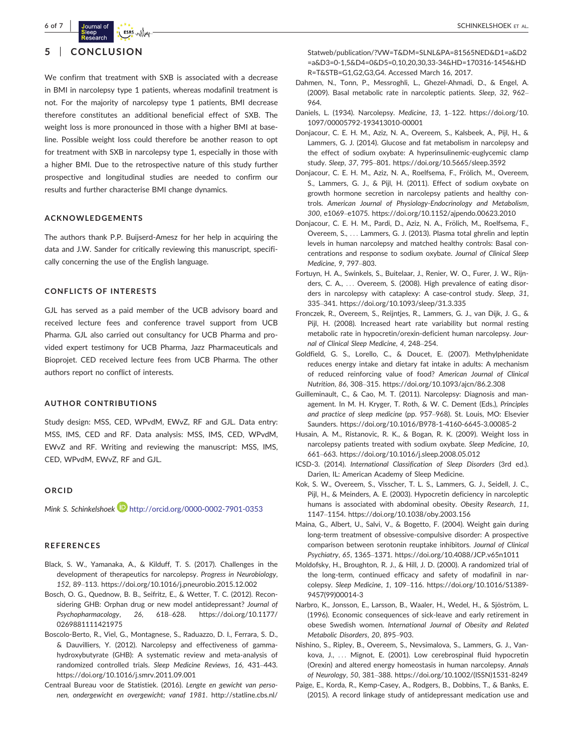## 5 | CONCLUSION

We confirm that treatment with SXB is associated with a decrease in BMI in narcolepsy type 1 patients, whereas modafinil treatment is not. For the majority of narcolepsy type 1 patients, BMI decrease therefore constitutes an additional beneficial effect of SXB. The weight loss is more pronounced in those with a higher BMI at baseline. Possible weight loss could therefore be another reason to opt for treatment with SXB in narcolepsy type 1, especially in those with a higher BMI. Due to the retrospective nature of this study further prospective and longitudinal studies are needed to confirm our results and further characterise BMI change dynamics.

### ACKNOWLEDGEMENTS

The authors thank P.P. Buijserd-Amesz for her help in acquiring the data and J.W. Sander for critically reviewing this manuscript, specifically concerning the use of the English language.

### CONFLICTS OF INTERESTS

GJL has served as a paid member of the UCB advisory board and received lecture fees and conference travel support from UCB Pharma. GJL also carried out consultancy for UCB Pharma and provided expert testimony for UCB Pharma, Jazz Pharmaceuticals and Bioprojet. CED received lecture fees from UCB Pharma. The other authors report no conflict of interests.

### AUTHOR CONTRIBUTIONS

Study design: MSS, CED, WPvdM, EWvZ, RF and GJL. Data entry: MSS, IMS, CED and RF. Data analysis: MSS, IMS, CED, WPvdM, EWvZ and RF. Writing and reviewing the manuscript: MSS, IMS, CED, WPvdM, EWvZ, RF and GJL.

### ORCID

*Mink S. Schinkelshoek* http://orcid.org/0000-0002-7901-0353

### REFERENCES

Black, S. W., Yamanaka, A., & Kilduff, T. S. (2017). Challenges in the development of therapeutics for narcolepsy. *Progress in Neurobiology*, *152*, 89–113. https://doi.org/10.1016/j.pneurobio.2015.12.002

Bosch, O. G., Quednow, B. B., Seifritz, E., & Wetter, T. C. (2012). Reconsidering GHB: Orphan drug or new model antidepressant? *Journal of Psychopharmacology*, *26*, 618–628. https://doi.org/10.1177/0269881111421975

Boscolo-Berto, R., Viel, G., Montagnese, S., Raduazzo, D. I., Ferrara, S. D., & Dauvilliers, Y. (2012). Narcolepsy and effectiveness of gamma-hydroxybutyrate (GHB): A systematic review and meta-analysis of randomized controlled trials. *Sleep Medicine Reviews*, *16*, 431–443. https://doi.org/10.1016/j.smrv.2011.09.001

Centraal Bureau voor de Statistiek. (2016). *Lengte en gewicht van personen, ondergewicht en overgewicht; vanaf 1981*. http://statline.cbs.nl/Statweb/publication/?VW=T&DM=SLNL&PA=81565NED&D1=a&D2=a&D3=0-1,5&D4=0&D5=0,10,20,30,33-34&HD=170316-1454&HDR=T&STB=G1,G2,G3,G4. Accessed March 16, 2017.

Dahmen, N., Tonn, P., Messroghli, L., Ghezel-Ahmadi, D., & Engel, A. (2009). Basal metabolic rate in narcoleptic patients. *Sleep*, *32*, 962–964.

Daniels, L. (1934). Narcolepsy. *Medicine*, *13*, 1–122. https://doi.org/10.1097/00005792-193413010-00001

Donjacour, C. E. H. M., Aziz, N. A., Overeem, S., Kalsbeek, A., Pijl, H., & Lammers, G. J. (2014). Glucose and fat metabolism in narcolepsy and the effect of sodium oxybate: A hyperinsulinemic-euglycemic clamp study. *Sleep*, *37*, 795–801. https://doi.org/10.5665/sleep.3592

Donjacour, C. E. H. M., Aziz, N. A., Roelfsema, F., Frölich, M., Overeem, S., Lammers, G. J., & Pijl, H. (2011). Effect of sodium oxybate on growth hormone secretion in narcolepsy patients and healthy controls. *American Journal of Physiology-Endocrinology and Metabolism*, *300*, e1069–e1075. https://doi.org/10.1152/ajpendo.00623.2010

Donjacour, C. E. H. M., Pardi, D., Aziz, N. A., Frölich, M., Roelfsema, F., Overeem, S., … Lammers, G. J. (2013). Plasma total ghrelin and leptin levels in human narcolepsy and matched healthy controls: Basal concentrations and response to sodium oxybate. *Journal of Clinical Sleep Medicine*, *9*, 797–803.

Fortuyn, H. A., Swinkels, S., Buitelaar, J., Renier, W. O., Furer, J. W., Rijnders, C. A., … Overeem, S. (2008). High prevalence of eating disorders in narcolepsy with cataplexy: A case-control study. *Sleep*, *31*, 335–341. https://doi.org/10.1093/sleep/31.3.335

Fronczek, R., Overeem, S., Reijntjes, R., Lammers, G. J., van Dijk, J. G., & Pijl, H. (2008). Increased heart rate variability but normal resting metabolic rate in hypocretin/orexin-deficient human narcolepsy. *Journal of Clinical Sleep Medicine*, *4*, 248–254.

Goldfield, G. S., Lorello, C., & Doucet, E. (2007). Methylphenidate reduces energy intake and dietary fat intake in adults: A mechanism of reduced reinforcing value of food? *American Journal of Clinical Nutrition*, *86*, 308–315. https://doi.org/10.1093/ajcn/86.2.308

Guilleminault, C., & Cao, M. T. (2011). Narcolepsy: Diagnosis and management. In M. H. Kryger, T. Roth, & W. C. Dement (Eds.), *Principles and practice of sleep medicine* (pp. 957–968). St. Louis, MO: Elsevier Saunders. https://doi.org/10.1016/B978-1-4160-6645-3.00085-2

Husain, A. M., Ristanovic, R. K., & Bogan, R. K. (2009). Weight loss in narcolepsy patients treated with sodium oxybate. *Sleep Medicine*, *10*, 661–663. https://doi.org/10.1016/j.sleep.2008.05.012

ICSD-3. (2014). *International Classification of Sleep Disorders* (3rd ed.). Darien, IL: American Academy of Sleep Medicine.

Kok, S. W., Overeem, S., Visscher, T. L. S., Lammers, G. J., Seidell, J. C., Pijl, H., & Meinders, A. E. (2003). Hypocretin deficiency in narcoleptic humans is associated with abdominal obesity. *Obesity Research*, *11*, 1147–1154. https://doi.org/10.1038/oby.2003.156

Maina, G., Albert, U., Salvi, V., & Bogetto, F. (2004). Weight gain during long-term treatment of obsessive-compulsive disorder: A prospective comparison between serotonin reuptake inhibitors. *Journal of Clinical Psychiatry*, *65*, 1365–1371. https://doi.org/10.4088/JCP.v65n1011

Moldofsky, H., Broughton, R. J., & Hill, J. D. (2000). A randomized trial of the long-term, continued efficacy and safety of modafinil in narcolepsy. *Sleep Medicine*, *1*, 109–116. https://doi.org/10.1016/S1389-9457(99)00014-3

Narbro, K., Jonsson, E., Larsson, B., Waaler, H., Wedel, H., & Sjöström, L. (1996). Economic consequences of sick-leave and early retirement in obese Swedish women. *International Journal of Obesity and Related Metabolic Disorders*, *20*, 895–903.

Nishino, S., Ripley, B., Overeem, S., Nevsimalova, S., Lammers, G. J., Vankova, J., … Mignot, E. (2001). Low cerebrospinal fluid hypocretin (Orexin) and altered energy homeostasis in human narcolepsy. *Annals of Neurology*, *50*, 381–388. https://doi.org/10.1002/(ISSN)1531-8249

Paige, E., Korda, R., Kemp-Casey, A., Rodgers, B., Dobbins, T., & Banks, E. (2015). A record linkage study of antidepressant medication use and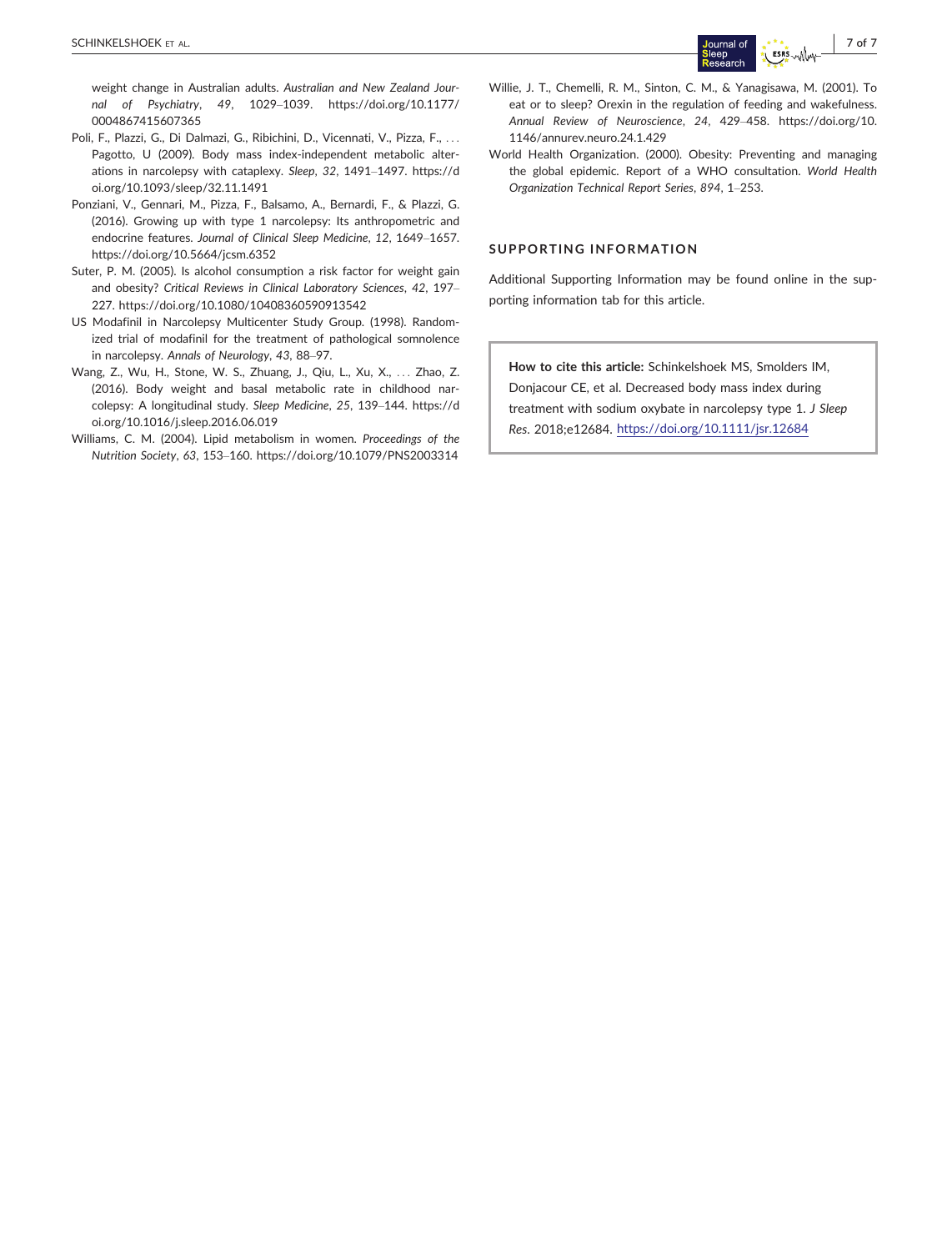weight change in Australian adults. *Australian and New Zealand Journal of Psychiatry*, *49*, 1029–1039. https://doi.org/10.1177/0004867415607365

Poli, F., Plazzi, G., Di Dalmazi, G., Ribichini, D., Vicennati, V., Pizza, F., . . . Pagotto, U (2009). Body mass index-independent metabolic alterations in narcolepsy with cataplexy. *Sleep*, *32*, 1491–1497. https://doi.org/10.1093/sleep/32.11.1491

Ponziani, V., Gennari, M., Pizza, F., Balsamo, A., Bernardi, F., & Plazzi, G. (2016). Growing up with type 1 narcolepsy: Its anthropometric and endocrine features. *Journal of Clinical Sleep Medicine*, *12*, 1649–1657. https://doi.org/10.5664/jcsm.6352

Suter, P. M. (2005). Is alcohol consumption a risk factor for weight gain and obesity? *Critical Reviews in Clinical Laboratory Sciences*, *42*, 197–227. https://doi.org/10.1080/10408360590913542

US Modafinil in Narcolepsy Multicenter Study Group. (1998). Randomized trial of modafinil for the treatment of pathological somnolence in narcolepsy. *Annals of Neurology*, *43*, 88–97.

Wang, Z., Wu, H., Stone, W. S., Zhuang, J., Qiu, L., Xu, X., . . . Zhao, Z. (2016). Body weight and basal metabolic rate in childhood narcolepsy: A longitudinal study. *Sleep Medicine*, *25*, 139–144. https://doi.org/10.1016/j.sleep.2016.06.019

Williams, C. M. (2004). Lipid metabolism in women. *Proceedings of the Nutrition Society*, *63*, 153–160. https://doi.org/10.1079/PNS2003314

Willie, J. T., Chemelli, R. M., Sinton, C. M., & Yanagisawa, M. (2001). To eat or to sleep? Orexin in the regulation of feeding and wakefulness. *Annual Review of Neuroscience*, *24*, 429–458. https://doi.org/10.1146/annurev.neuro.24.1.429

World Health Organization. (2000). Obesity: Preventing and managing the global epidemic. Report of a WHO consultation. *World Health Organization Technical Report Series*, *894*, 1–253.

## SUPPORTING INFORMATION

Additional Supporting Information may be found online in the supporting information tab for this article.

**How to cite this article:** Schinkelshoek MS, Smolders IM, Donjacour CE, et al. Decreased body mass index during treatment with sodium oxybate in narcolepsy type 1. *J Sleep Res*. 2018;e12684. https://doi.org/10.1111/jsr.12684